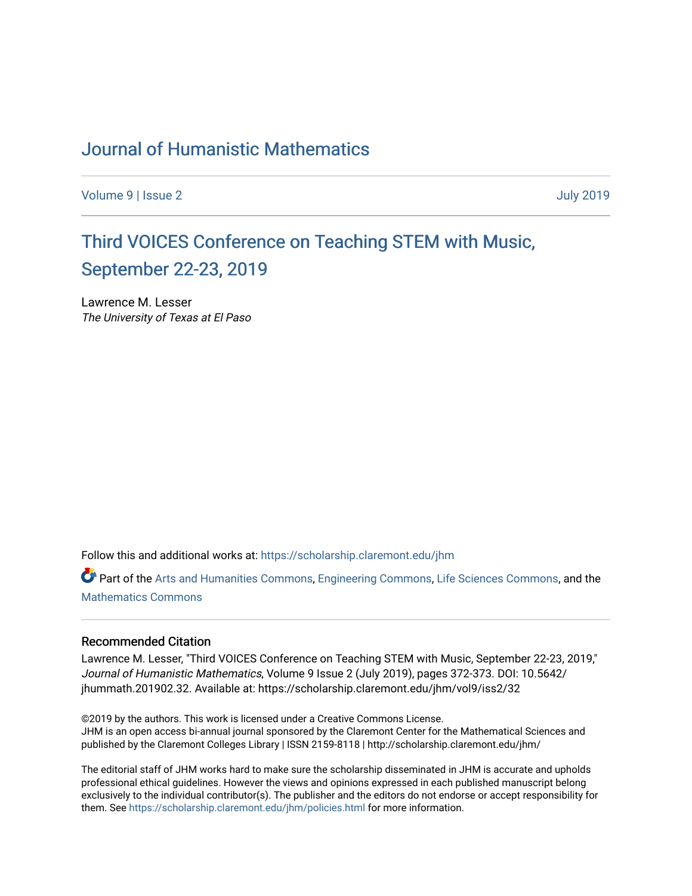# Journal of Humanistic Mathematics

Volume 9 | Issue 2 — July 2019

## Third VOICES Conference on Teaching STEM with Music, September 22-23, 2019

Lawrence M. Lesser
*The University of Texas at El Paso*

Follow this and additional works at: https://scholarship.claremont.edu/jhm

Part of the Arts and Humanities Commons, Engineering Commons, Life Sciences Commons, and the Mathematics Commons

### Recommended Citation

Lawrence M. Lesser, "Third VOICES Conference on Teaching STEM with Music, September 22-23, 2019," *Journal of Humanistic Mathematics*, Volume 9 Issue 2 (July 2019), pages 372-373. DOI: 10.5642/jhummath.201902.32. Available at: https://scholarship.claremont.edu/jhm/vol9/iss2/32

©2019 by the authors. This work is licensed under a Creative Commons License.
JHM is an open access bi-annual journal sponsored by the Claremont Center for the Mathematical Sciences and published by the Claremont Colleges Library | ISSN 2159-8118 | http://scholarship.claremont.edu/jhm/

The editorial staff of JHM works hard to make sure the scholarship disseminated in JHM is accurate and upholds professional ethical guidelines. However the views and opinions expressed in each published manuscript belong exclusively to the individual contributor(s). The publisher and the editors do not endorse or accept responsibility for them. See https://scholarship.claremont.edu/jhm/policies.html for more information.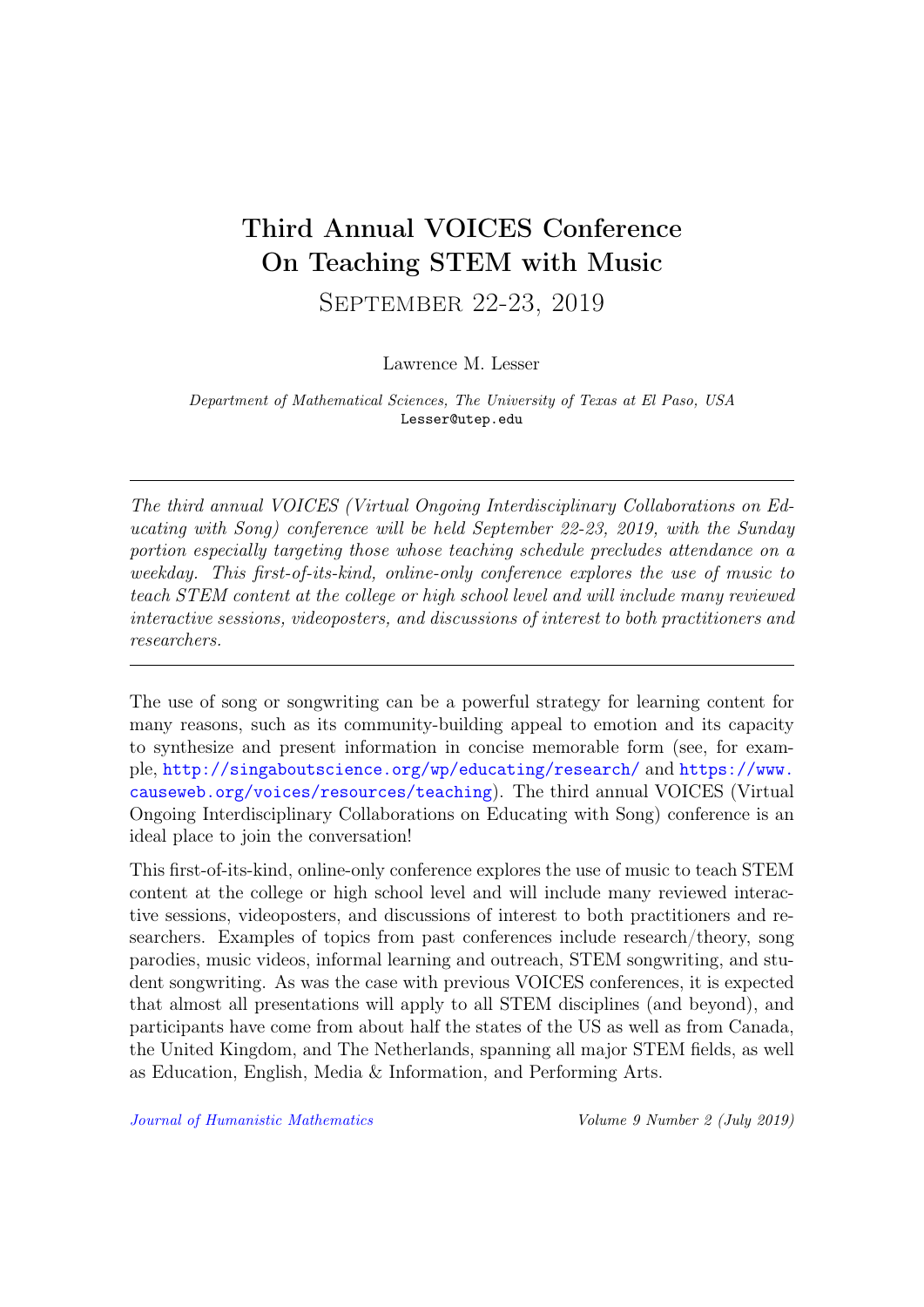# Third Annual VOICES Conference On Teaching STEM with Music

## September 22-23, 2019

Lawrence M. Lesser

*Department of Mathematical Sciences, The University of Texas at El Paso, USA*
Lesser@utep.edu

---

*The third annual VOICES (Virtual Ongoing Interdisciplinary Collaborations on Educating with Song) conference will be held September 22-23, 2019, with the Sunday portion especially targeting those whose teaching schedule precludes attendance on a weekday. This first-of-its-kind, online-only conference explores the use of music to teach STEM content at the college or high school level and will include many reviewed interactive sessions, videoposters, and discussions of interest to both practitioners and researchers.*

---

The use of song or songwriting can be a powerful strategy for learning content for many reasons, such as its community-building appeal to emotion and its capacity to synthesize and present information in concise memorable form (see, for example, http://singaboutscience.org/wp/educating/research/ and https://www.causeweb.org/voices/resources/teaching). The third annual VOICES (Virtual Ongoing Interdisciplinary Collaborations on Educating with Song) conference is an ideal place to join the conversation!

This first-of-its-kind, online-only conference explores the use of music to teach STEM content at the college or high school level and will include many reviewed interactive sessions, videoposters, and discussions of interest to both practitioners and researchers. Examples of topics from past conferences include research/theory, song parodies, music videos, informal learning and outreach, STEM songwriting, and student songwriting. As was the case with previous VOICES conferences, it is expected that almost all presentations will apply to all STEM disciplines (and beyond), and participants have come from about half the states of the US as well as from Canada, the United Kingdom, and The Netherlands, spanning all major STEM fields, as well as Education, English, Media & Information, and Performing Arts.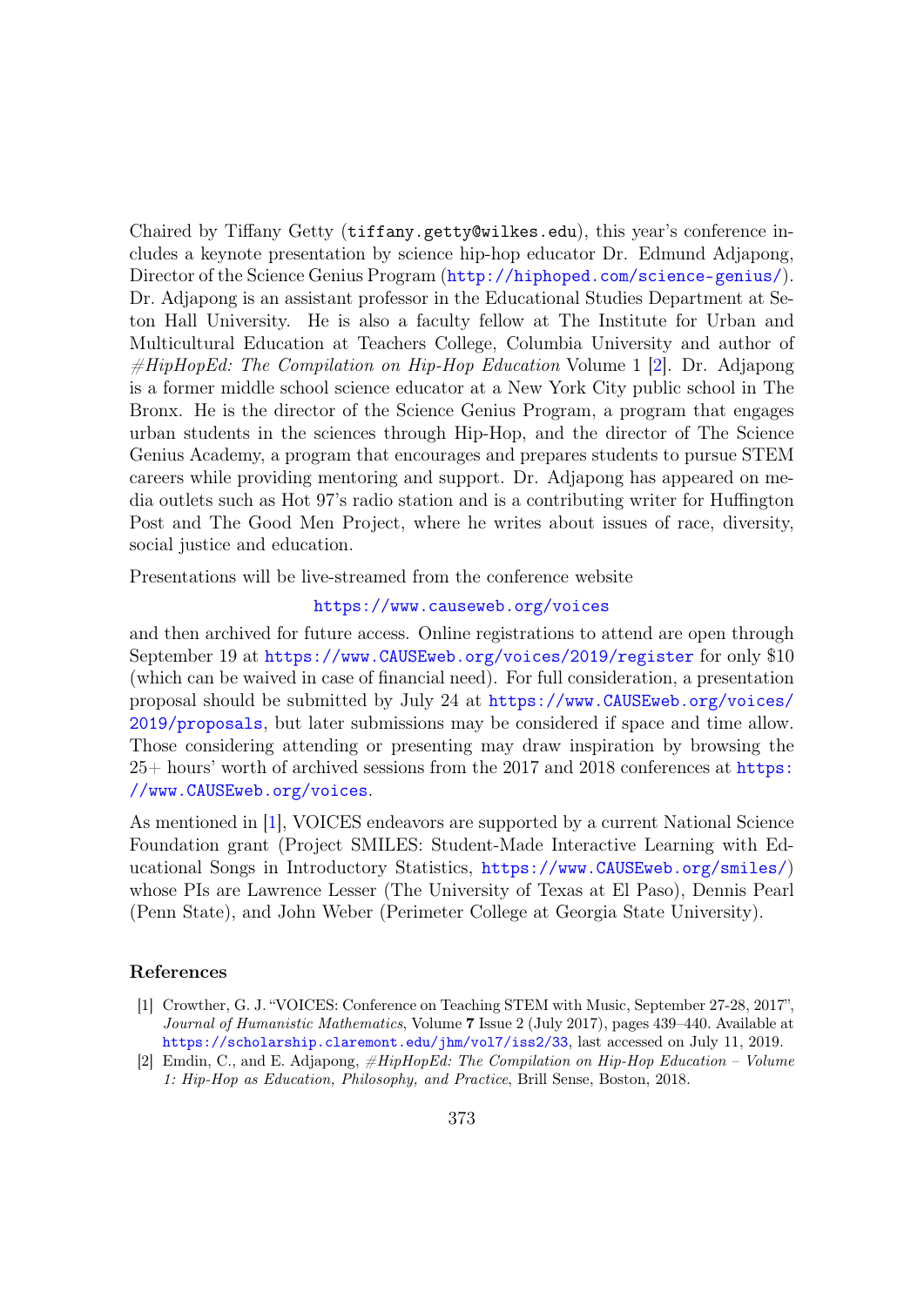Chaired by Tiffany Getty (tiffany.getty@wilkes.edu), this year's conference includes a keynote presentation by science hip-hop educator Dr. Edmund Adjapong, Director of the Science Genius Program (http://hiphoped.com/science-genius/). Dr. Adjapong is an assistant professor in the Educational Studies Department at Seton Hall University. He is also a faculty fellow at The Institute for Urban and Multicultural Education at Teachers College, Columbia University and author of *#HipHopEd: The Compilation on Hip-Hop Education* Volume 1 [2]. Dr. Adjapong is a former middle school science educator at a New York City public school in The Bronx. He is the director of the Science Genius Program, a program that engages urban students in the sciences through Hip-Hop, and the director of The Science Genius Academy, a program that encourages and prepares students to pursue STEM careers while providing mentoring and support. Dr. Adjapong has appeared on media outlets such as Hot 97's radio station and is a contributing writer for Huffington Post and The Good Men Project, where he writes about issues of race, diversity, social justice and education.

Presentations will be live-streamed from the conference website

https://www.causeweb.org/voices

and then archived for future access. Online registrations to attend are open through September 19 at https://www.CAUSEweb.org/voices/2019/register for only $10 (which can be waived in case of financial need). For full consideration, a presentation proposal should be submitted by July 24 at https://www.CAUSEweb.org/voices/2019/proposals, but later submissions may be considered if space and time allow. Those considering attending or presenting may draw inspiration by browsing the 25+ hours' worth of archived sessions from the 2017 and 2018 conferences at https://www.CAUSEweb.org/voices.

As mentioned in [1], VOICES endeavors are supported by a current National Science Foundation grant (Project SMILES: Student-Made Interactive Learning with Educational Songs in Introductory Statistics, https://www.CAUSEweb.org/smiles/) whose PIs are Lawrence Lesser (The University of Texas at El Paso), Dennis Pearl (Penn State), and John Weber (Perimeter College at Georgia State University).

## References

[1] Crowther, G. J. "VOICES: Conference on Teaching STEM with Music, September 27-28, 2017", *Journal of Humanistic Mathematics*, Volume **7** Issue 2 (July 2017), pages 439–440. Available at https://scholarship.claremont.edu/jhm/vol7/iss2/33, last accessed on July 11, 2019.

[2] Emdin, C., and E. Adjapong, *#HipHopEd: The Compilation on Hip-Hop Education – Volume 1: Hip-Hop as Education, Philosophy, and Practice*, Brill Sense, Boston, 2018.